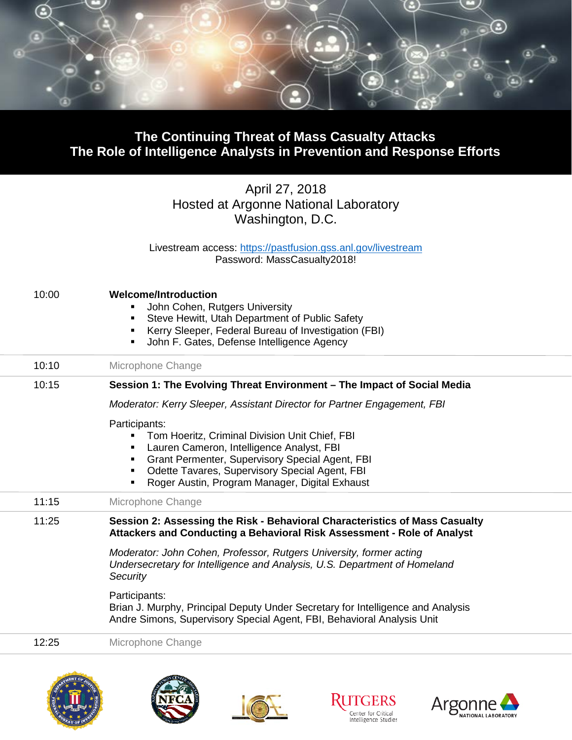# The Continuing Threat of Mass Casualty Attacks
## The Role of Intelligence Analysts in Prevention and Response Efforts

April 27, 2018
Hosted at Argonne National Laboratory
Washington, D.C.

Livestream access: https://pastfusion.gss.anl.gov/livestream
Password: MassCasualty2018!

| | |
|---|---|
| 10:00 | **Welcome/Introduction**<br>▪ John Cohen, Rutgers University<br>▪ Steve Hewitt, Utah Department of Public Safety<br>▪ Kerry Sleeper, Federal Bureau of Investigation (FBI)<br>▪ John F. Gates, Defense Intelligence Agency |
| 10:10 | Microphone Change |
| 10:15 | **Session 1: The Evolving Threat Environment – The Impact of Social Media**<br>*Moderator: Kerry Sleeper, Assistant Director for Partner Engagement, FBI*<br>Participants:<br>▪ Tom Hoeritz, Criminal Division Unit Chief, FBI<br>▪ Lauren Cameron, Intelligence Analyst, FBI<br>▪ Grant Permenter, Supervisory Special Agent, FBI<br>▪ Odette Tavares, Supervisory Special Agent, FBI<br>▪ Roger Austin, Program Manager, Digital Exhaust |
| 11:15 | Microphone Change |
| 11:25 | **Session 2: Assessing the Risk - Behavioral Characteristics of Mass Casualty Attackers and Conducting a Behavioral Risk Assessment - Role of Analyst**<br>*Moderator: John Cohen, Professor, Rutgers University, former acting Undersecretary for Intelligence and Analysis, U.S. Department of Homeland Security*<br>Participants:<br>Brian J. Murphy, Principal Deputy Under Secretary for Intelligence and Analysis<br>Andre Simons, Supervisory Special Agent, FBI, Behavioral Analysis Unit |
| 12:25 | Microphone Change |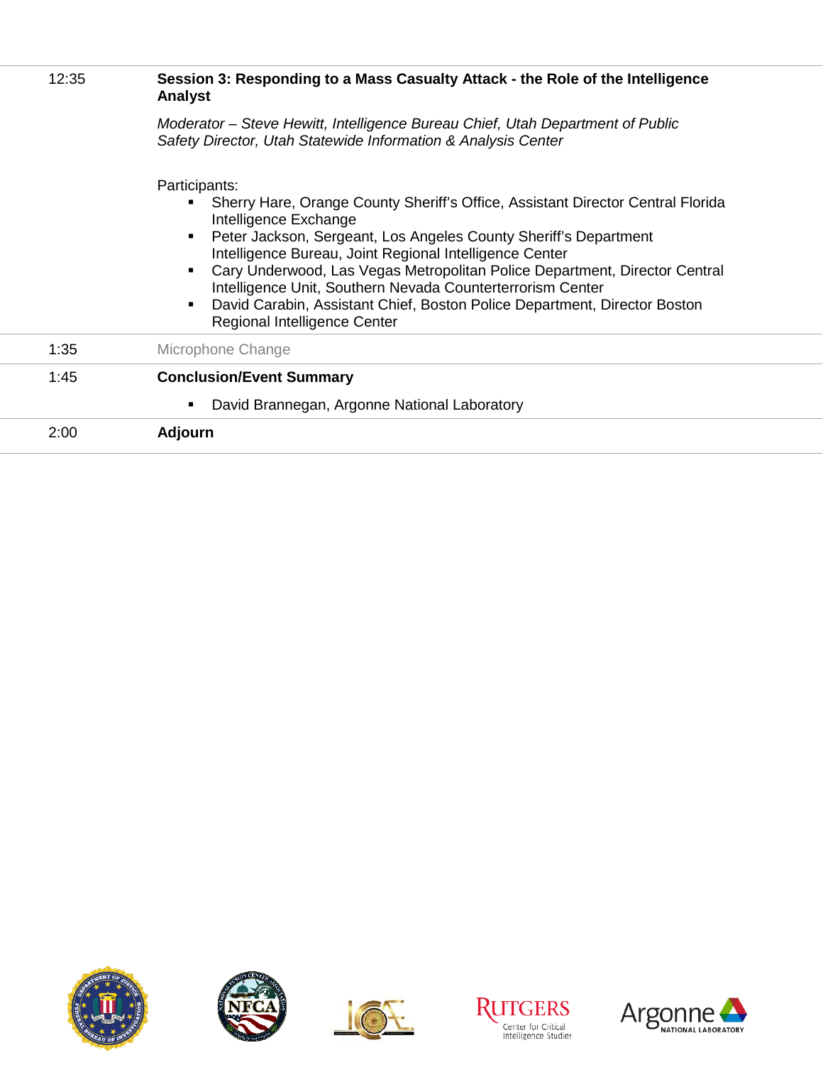| | |
|---|---|
| 12:35 | **Session 3: Responding to a Mass Casualty Attack - the Role of the Intelligence Analyst**<br><br>*Moderator – Steve Hewitt, Intelligence Bureau Chief, Utah Department of Public Safety Director, Utah Statewide Information & Analysis Center*<br><br>Participants:<br>▪ Sherry Hare, Orange County Sheriff's Office, Assistant Director Central Florida Intelligence Exchange<br>▪ Peter Jackson, Sergeant, Los Angeles County Sheriff's Department Intelligence Bureau, Joint Regional Intelligence Center<br>▪ Cary Underwood, Las Vegas Metropolitan Police Department, Director Central Intelligence Unit, Southern Nevada Counterterrorism Center<br>▪ David Carabin, Assistant Chief, Boston Police Department, Director Boston Regional Intelligence Center |
| 1:35 | Microphone Change |
| 1:45 | **Conclusion/Event Summary**<br>▪ David Brannegan, Argonne National Laboratory |
| 2:00 | **Adjourn** |